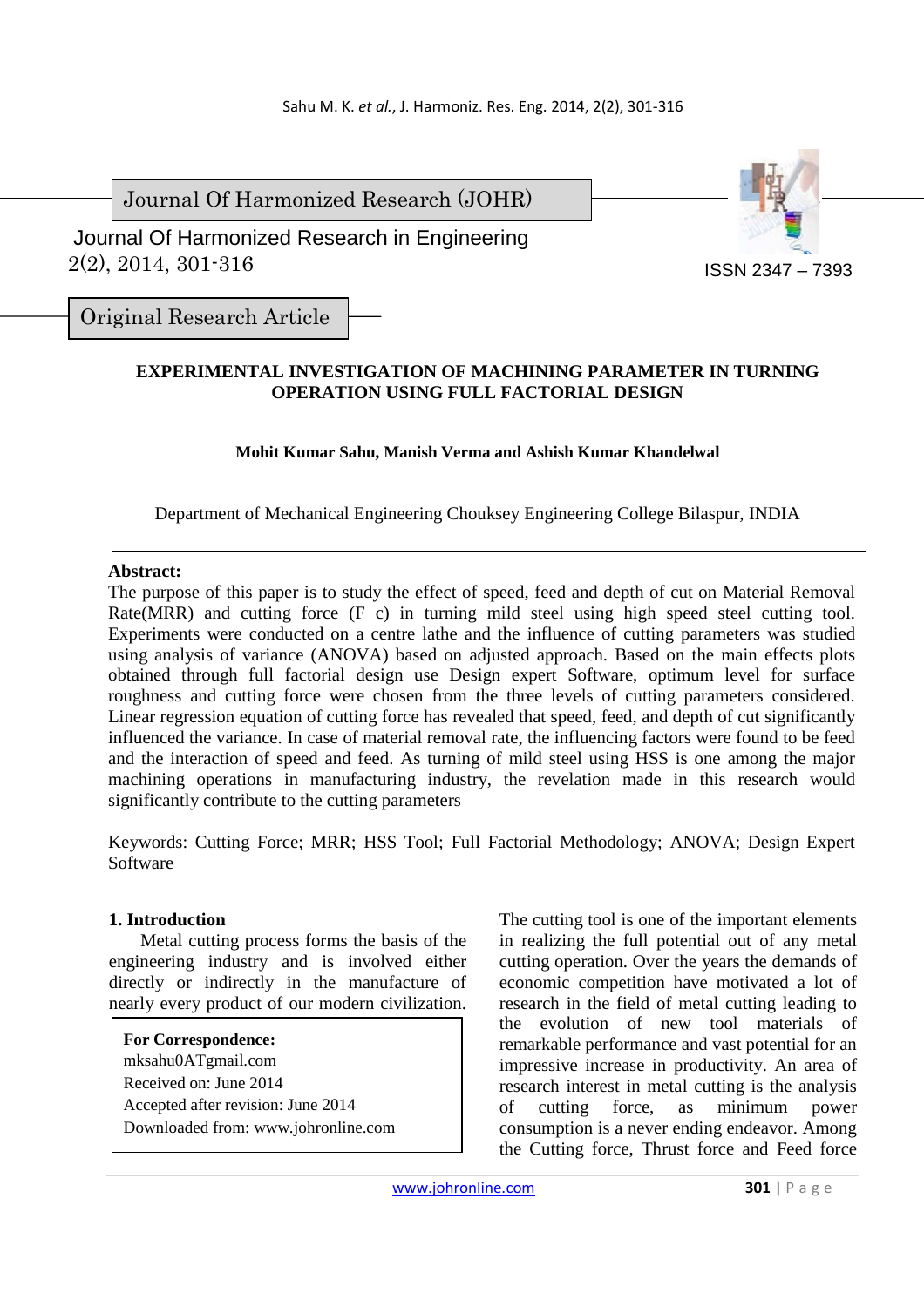Journal Of Harmonized Research (JOHR)

Journal Of Harmonized Research in Engineering
2(2), 2014, 301-316

ISSN 2347 – 7393

Original Research Article

# EXPERIMENTAL INVESTIGATION OF MACHINING PARAMETER IN TURNING OPERATION USING FULL FACTORIAL DESIGN

**Mohit Kumar Sahu, Manish Verma and Ashish Kumar Khandelwal**

Department of Mechanical Engineering Chouksey Engineering College Bilaspur, INDIA

**Abstract:**

The purpose of this paper is to study the effect of speed, feed and depth of cut on Material Removal Rate(MRR) and cutting force (F c) in turning mild steel using high speed steel cutting tool. Experiments were conducted on a centre lathe and the influence of cutting parameters was studied using analysis of variance (ANOVA) based on adjusted approach. Based on the main effects plots obtained through full factorial design use Design expert Software, optimum level for surface roughness and cutting force were chosen from the three levels of cutting parameters considered. Linear regression equation of cutting force has revealed that speed, feed, and depth of cut significantly influenced the variance. In case of material removal rate, the influencing factors were found to be feed and the interaction of speed and feed. As turning of mild steel using HSS is one among the major machining operations in manufacturing industry, the revelation made in this research would significantly contribute to the cutting parameters

Keywords: Cutting Force; MRR; HSS Tool; Full Factorial Methodology; ANOVA; Design Expert Software

## 1. Introduction

Metal cutting process forms the basis of the engineering industry and is involved either directly or indirectly in the manufacture of nearly every product of our modern civilization.

**For Correspondence:**
mksahu0ATgmail.com
Received on: June 2014
Accepted after revision: June 2014
Downloaded from: www.johronline.com

The cutting tool is one of the important elements in realizing the full potential out of any metal cutting operation. Over the years the demands of economic competition have motivated a lot of research in the field of metal cutting leading to the evolution of new tool materials of remarkable performance and vast potential for an impressive increase in productivity. An area of research interest in metal cutting is the analysis of cutting force, as minimum power consumption is a never ending endeavor. Among the Cutting force, Thrust force and Feed force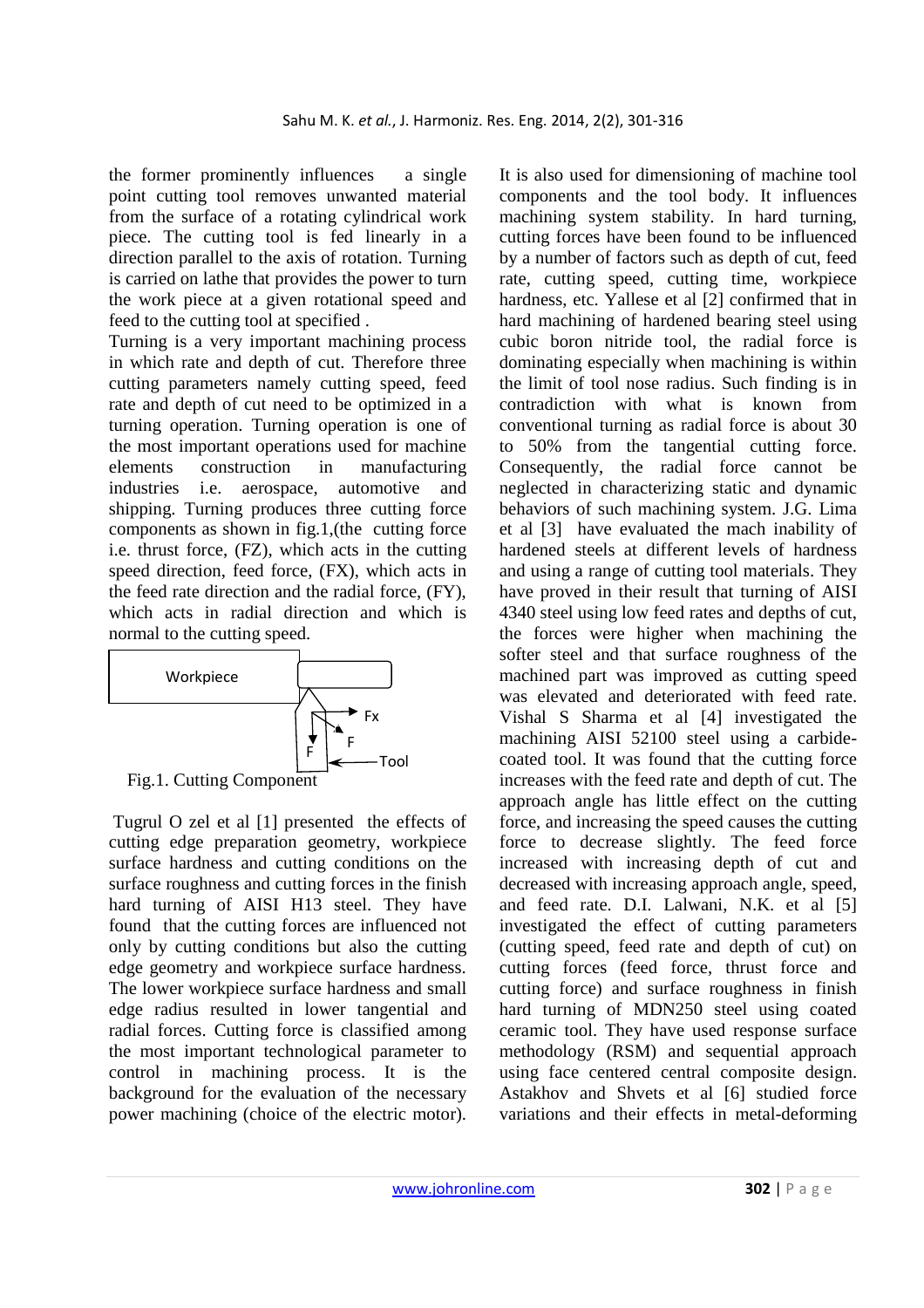the former prominently influences  a single point cutting tool removes unwanted material from the surface of a rotating cylindrical work piece. The cutting tool is fed linearly in a direction parallel to the axis of rotation. Turning is carried on lathe that provides the power to turn the work piece at a given rotational speed and feed to the cutting tool at specified .

Turning is a very important machining process in which rate and depth of cut. Therefore three cutting parameters namely cutting speed, feed rate and depth of cut need to be optimized in a turning operation. Turning operation is one of the most important operations used for machine elements construction in manufacturing industries i.e. aerospace, automotive and shipping. Turning produces three cutting force components as shown in fig.1,(the cutting force i.e. thrust force, (FZ), which acts in the cutting speed direction, feed force, (FX), which acts in the feed rate direction and the radial force, (FY), which acts in radial direction and which is normal to the cutting speed.

Fig.1. Cutting Component

Tugrul O zel et al [1] presented the effects of cutting edge preparation geometry, workpiece surface hardness and cutting conditions on the surface roughness and cutting forces in the finish hard turning of AISI H13 steel. They have found that the cutting forces are influenced not only by cutting conditions but also the cutting edge geometry and workpiece surface hardness. The lower workpiece surface hardness and small edge radius resulted in lower tangential and radial forces. Cutting force is classified among the most important technological parameter to control in machining process. It is the background for the evaluation of the necessary power machining (choice of the electric motor). It is also used for dimensioning of machine tool components and the tool body. It influences machining system stability. In hard turning, cutting forces have been found to be influenced by a number of factors such as depth of cut, feed rate, cutting speed, cutting time, workpiece hardness, etc. Yallese et al [2] confirmed that in hard machining of hardened bearing steel using cubic boron nitride tool, the radial force is dominating especially when machining is within the limit of tool nose radius. Such finding is in contradiction with what is known from conventional turning as radial force is about 30 to 50% from the tangential cutting force. Consequently, the radial force cannot be neglected in characterizing static and dynamic behaviors of such machining system. J.G. Lima et al [3] have evaluated the mach inability of hardened steels at different levels of hardness and using a range of cutting tool materials. They have proved in their result that turning of AISI 4340 steel using low feed rates and depths of cut, the forces were higher when machining the softer steel and that surface roughness of the machined part was improved as cutting speed was elevated and deteriorated with feed rate. Vishal S Sharma et al [4] investigated the machining AISI 52100 steel using a carbide-coated tool. It was found that the cutting force increases with the feed rate and depth of cut. The approach angle has little effect on the cutting force, and increasing the speed causes the cutting force to decrease slightly. The feed force increased with increasing depth of cut and decreased with increasing approach angle, speed, and feed rate. D.I. Lalwani, N.K. et al [5] investigated the effect of cutting parameters (cutting speed, feed rate and depth of cut) on cutting forces (feed force, thrust force and cutting force) and surface roughness in finish hard turning of MDN250 steel using coated ceramic tool. They have used response surface methodology (RSM) and sequential approach using face centered central composite design. Astakhov and Shvets et al [6] studied force variations and their effects in metal-deforming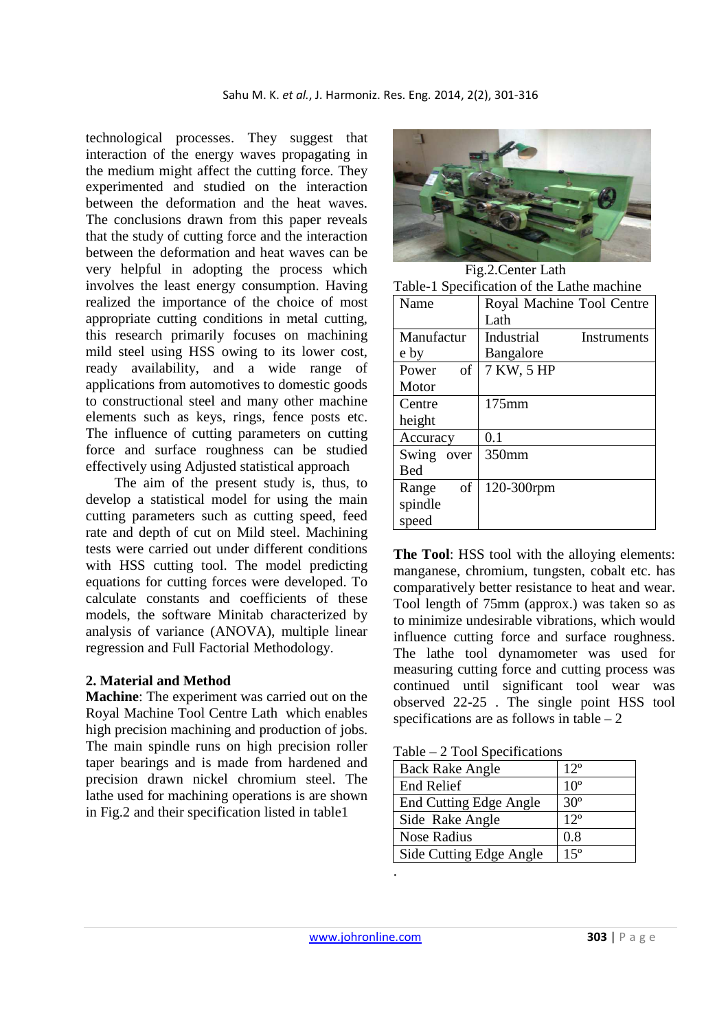technological processes. They suggest that interaction of the energy waves propagating in the medium might affect the cutting force. They experimented and studied on the interaction between the deformation and the heat waves. The conclusions drawn from this paper reveals that the study of cutting force and the interaction between the deformation and heat waves can be very helpful in adopting the process which involves the least energy consumption. Having realized the importance of the choice of most appropriate cutting conditions in metal cutting, this research primarily focuses on machining mild steel using HSS owing to its lower cost, ready availability, and a wide range of applications from automotives to domestic goods to constructional steel and many other machine elements such as keys, rings, fence posts etc. The influence of cutting parameters on cutting force and surface roughness can be studied effectively using Adjusted statistical approach

The aim of the present study is, thus, to develop a statistical model for using the main cutting parameters such as cutting speed, feed rate and depth of cut on Mild steel. Machining tests were carried out under different conditions with HSS cutting tool. The model predicting equations for cutting forces were developed. To calculate constants and coefficients of these models, the software Minitab characterized by analysis of variance (ANOVA), multiple linear regression and Full Factorial Methodology.

## 2. Material and Method

**Machine**: The experiment was carried out on the Royal Machine Tool Centre Lath which enables high precision machining and production of jobs. The main spindle runs on high precision roller taper bearings and is made from hardened and precision drawn nickel chromium steel. The lathe used for machining operations is are shown in Fig.2 and their specification listed in table1

Fig.2.Center Lath

Table-1 Specification of the Lathe machine

| Name | Royal Machine Tool Centre Lath |
|---|---|
| Manufacture by | Industrial Instruments Bangalore |
| Power of Motor | 7 KW, 5 HP |
| Centre height | 175mm |
| Accuracy | 0.1 |
| Swing over Bed | 350mm |
| Range of spindle speed | 120-300rpm |

**The Tool**: HSS tool with the alloying elements: manganese, chromium, tungsten, cobalt etc. has comparatively better resistance to heat and wear. Tool length of 75mm (approx.) was taken so as to minimize undesirable vibrations, which would influence cutting force and surface roughness. The lathe tool dynamometer was used for measuring cutting force and cutting process was continued until significant tool wear was observed 22-25 . The single point HSS tool specifications are as follows in table – 2

Table – 2 Tool Specifications

| Back Rake Angle | 12º |
|---|---|
| End Relief | 10º |
| End Cutting Edge Angle | 30º |
| Side Rake Angle | 12º |
| Nose Radius | 0.8 |
| Side Cutting Edge Angle | 15º |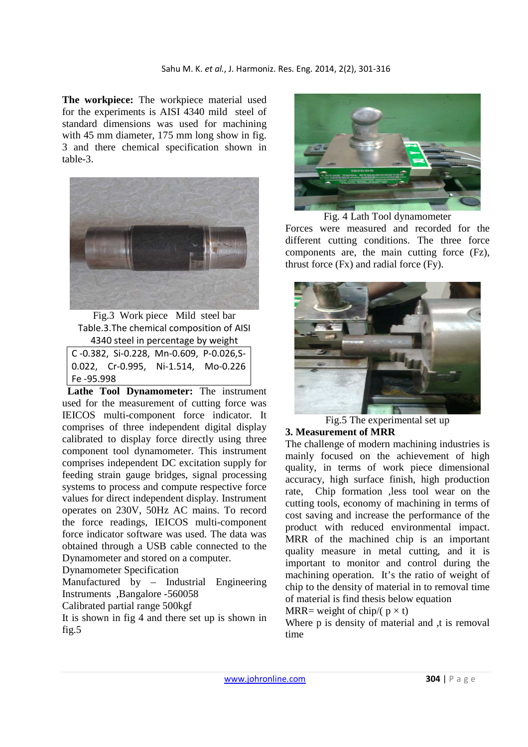**The workpiece:** The workpiece material used for the experiments is AISI 4340 mild steel of standard dimensions was used for machining with 45 mm diameter, 175 mm long show in fig. 3 and there chemical specification shown in table-3.

Fig.3 Work piece Mild steel bar

Table.3.The chemical composition of AISI 4340 steel in percentage by weight

| C -0.382, Si-0.228, Mn-0.609, P-0.026,S-0.022, Cr-0.995, Ni-1.514, Mo-0.226 Fe -95.998 |
|---|

**Lathe Tool Dynamometer:** The instrument used for the measurement of cutting force was IEICOS multi-component force indicator. It comprises of three independent digital display calibrated to display force directly using three component tool dynamometer. This instrument comprises independent DC excitation supply for feeding strain gauge bridges, signal processing systems to process and compute respective force values for direct independent display. Instrument operates on 230V, 50Hz AC mains. To record the force readings, IEICOS multi-component force indicator software was used. The data was obtained through a USB cable connected to the Dynamometer and stored on a computer.

Dynamometer Specification

Manufactured by – Industrial Engineering Instruments ,Bangalore -560058

Calibrated partial range 500kgf

It is shown in fig 4 and there set up is shown in fig.5

Fig. 4 Lath Tool dynamometer

Forces were measured and recorded for the different cutting conditions. The three force components are, the main cutting force (Fz), thrust force (Fx) and radial force (Fy).

Fig.5 The experimental set up

## 3. Measurement of MRR

The challenge of modern machining industries is mainly focused on the achievement of high quality, in terms of work piece dimensional accuracy, high surface finish, high production rate, Chip formation ,less tool wear on the cutting tools, economy of machining in terms of cost saving and increase the performance of the product with reduced environmental impact. MRR of the machined chip is an important quality measure in metal cutting, and it is important to monitor and control during the machining operation. It's the ratio of weight of chip to the density of material in to removal time of material is find thesis below equation

$$\text{MRR} = \text{weight of chip}/(\rho \times t)$$

Where p is density of material and ,t is removal time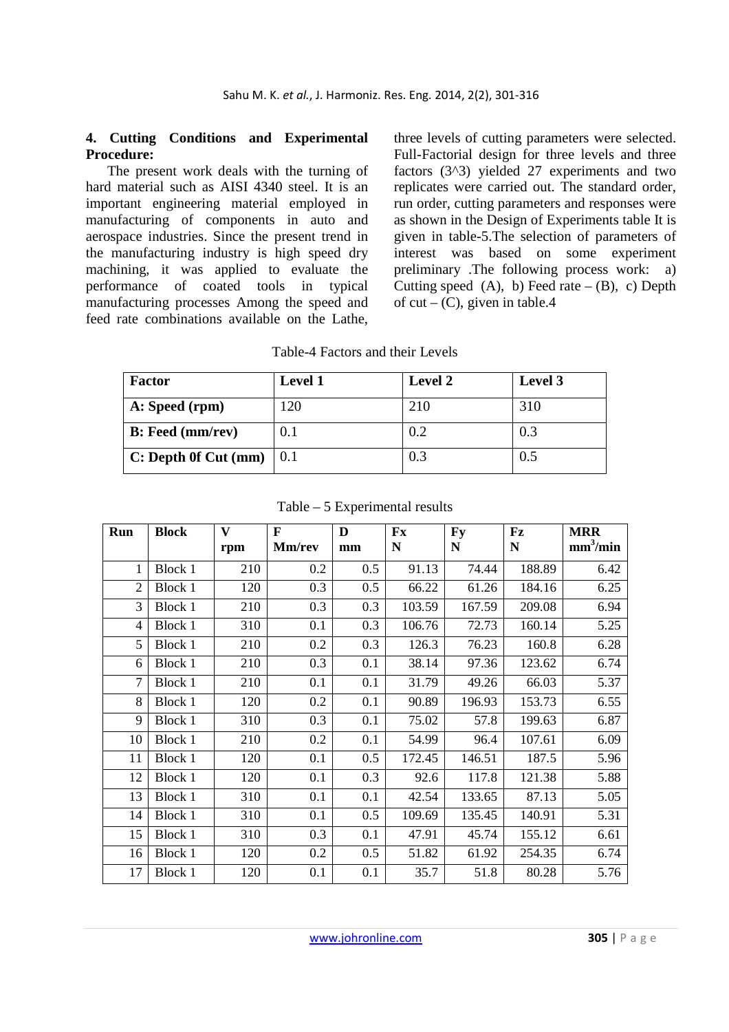### 4. Cutting Conditions and Experimental Procedure:

The present work deals with the turning of hard material such as AISI 4340 steel. It is an important engineering material employed in manufacturing of components in auto and aerospace industries. Since the present trend in the manufacturing industry is high speed dry machining, it was applied to evaluate the performance of coated tools in typical manufacturing processes Among the speed and feed rate combinations available on the Lathe, three levels of cutting parameters were selected. Full-Factorial design for three levels and three factors (3^3) yielded 27 experiments and two replicates were carried out. The standard order, run order, cutting parameters and responses were as shown in the Design of Experiments table It is given in table-5.The selection of parameters of interest was based on some experiment preliminary .The following process work: a) Cutting speed (A), b) Feed rate – (B), c) Depth of cut – (C), given in table.4

Table-4 Factors and their Levels

| Factor | Level 1 | Level 2 | Level 3 |
|---|---|---|---|
| A: Speed (rpm) | 120 | 210 | 310 |
| B: Feed (mm/rev) | 0.1 | 0.2 | 0.3 |
| C: Depth 0f Cut (mm) | 0.1 | 0.3 | 0.5 |

Table – 5 Experimental results

| Run | Block | V rpm | F Mm/rev | D mm | Fx N | Fy N | Fz N | MRR $mm^3$/min |
|---|---|---|---|---|---|---|---|---|
| 1 | Block 1 | 210 | 0.2 | 0.5 | 91.13 | 74.44 | 188.89 | 6.42 |
| 2 | Block 1 | 120 | 0.3 | 0.5 | 66.22 | 61.26 | 184.16 | 6.25 |
| 3 | Block 1 | 210 | 0.3 | 0.3 | 103.59 | 167.59 | 209.08 | 6.94 |
| 4 | Block 1 | 310 | 0.1 | 0.3 | 106.76 | 72.73 | 160.14 | 5.25 |
| 5 | Block 1 | 210 | 0.2 | 0.3 | 126.3 | 76.23 | 160.8 | 6.28 |
| 6 | Block 1 | 210 | 0.3 | 0.1 | 38.14 | 97.36 | 123.62 | 6.74 |
| 7 | Block 1 | 210 | 0.1 | 0.1 | 31.79 | 49.26 | 66.03 | 5.37 |
| 8 | Block 1 | 120 | 0.2 | 0.1 | 90.89 | 196.93 | 153.73 | 6.55 |
| 9 | Block 1 | 310 | 0.3 | 0.1 | 75.02 | 57.8 | 199.63 | 6.87 |
| 10 | Block 1 | 210 | 0.2 | 0.1 | 54.99 | 96.4 | 107.61 | 6.09 |
| 11 | Block 1 | 120 | 0.1 | 0.5 | 172.45 | 146.51 | 187.5 | 5.96 |
| 12 | Block 1 | 120 | 0.1 | 0.3 | 92.6 | 117.8 | 121.38 | 5.88 |
| 13 | Block 1 | 310 | 0.1 | 0.1 | 42.54 | 133.65 | 87.13 | 5.05 |
| 14 | Block 1 | 310 | 0.1 | 0.5 | 109.69 | 135.45 | 140.91 | 5.31 |
| 15 | Block 1 | 310 | 0.3 | 0.1 | 47.91 | 45.74 | 155.12 | 6.61 |
| 16 | Block 1 | 120 | 0.2 | 0.5 | 51.82 | 61.92 | 254.35 | 6.74 |
| 17 | Block 1 | 120 | 0.1 | 0.1 | 35.7 | 51.8 | 80.28 | 5.76 |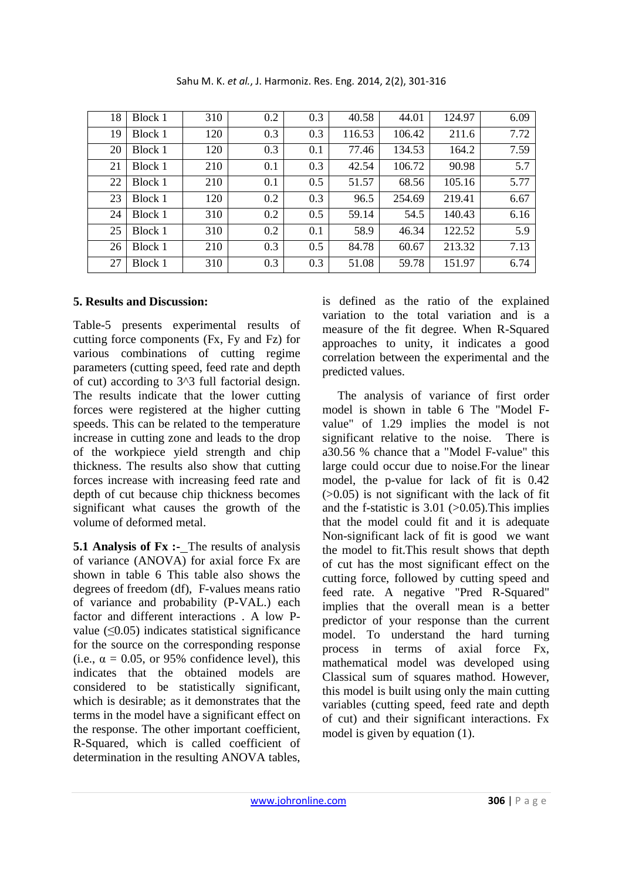| 18 | Block 1 | 310 | 0.2 | 0.3 | 40.58 | 44.01 | 124.97 | 6.09 |
|---|---|---|---|---|---|---|---|---|
| 19 | Block 1 | 120 | 0.3 | 0.3 | 116.53 | 106.42 | 211.6 | 7.72 |
| 20 | Block 1 | 120 | 0.3 | 0.1 | 77.46 | 134.53 | 164.2 | 7.59 |
| 21 | Block 1 | 210 | 0.1 | 0.3 | 42.54 | 106.72 | 90.98 | 5.7 |
| 22 | Block 1 | 210 | 0.1 | 0.5 | 51.57 | 68.56 | 105.16 | 5.77 |
| 23 | Block 1 | 120 | 0.2 | 0.3 | 96.5 | 254.69 | 219.41 | 6.67 |
| 24 | Block 1 | 310 | 0.2 | 0.5 | 59.14 | 54.5 | 140.43 | 6.16 |
| 25 | Block 1 | 310 | 0.2 | 0.1 | 58.9 | 46.34 | 122.52 | 5.9 |
| 26 | Block 1 | 210 | 0.3 | 0.5 | 84.78 | 60.67 | 213.32 | 7.13 |
| 27 | Block 1 | 310 | 0.3 | 0.3 | 51.08 | 59.78 | 151.97 | 6.74 |

**5. Results and Discussion:**

Table-5 presents experimental results of cutting force components (Fx, Fy and Fz) for various combinations of cutting regime parameters (cutting speed, feed rate and depth of cut) according to 3^3 full factorial design. The results indicate that the lower cutting forces were registered at the higher cutting speeds. This can be related to the temperature increase in cutting zone and leads to the drop of the workpiece yield strength and chip thickness. The results also show that cutting forces increase with increasing feed rate and depth of cut because chip thickness becomes significant what causes the growth of the volume of deformed metal.

**5.1 Analysis of Fx :-** The results of analysis of variance (ANOVA) for axial force Fx are shown in table 6 This table also shows the degrees of freedom (df), F-values means ratio of variance and probability (P-VAL.) each factor and different interactions . A low P-value ($\leq 0.05$) indicates statistical significance for the source on the corresponding response (i.e., $\alpha = 0.05$, or 95% confidence level), this indicates that the obtained models are considered to be statistically significant, which is desirable; as it demonstrates that the terms in the model have a significant effect on the response. The other important coefficient, R-Squared, which is called coefficient of determination in the resulting ANOVA tables, is defined as the ratio of the explained variation to the total variation and is a measure of the fit degree. When R-Squared approaches to unity, it indicates a good correlation between the experimental and the predicted values.

The analysis of variance of first order model is shown in table 6 The "Model F-value" of 1.29 implies the model is not significant relative to the noise. There is a30.56 % chance that a "Model F-value" this large could occur due to noise.For the linear model, the p-value for lack of fit is 0.42 (>0.05) is not significant with the lack of fit and the f-statistic is 3.01 (>0.05).This implies that the model could fit and it is adequate Non-significant lack of fit is good we want the model to fit.This result shows that depth of cut has the most significant effect on the cutting force, followed by cutting speed and feed rate. A negative "Pred R-Squared" implies that the overall mean is a better predictor of your response than the current model. To understand the hard turning process in terms of axial force Fx, mathematical model was developed using Classical sum of squares mathod. However, this model is built using only the main cutting variables (cutting speed, feed rate and depth of cut) and their significant interactions. Fx model is given by equation (1).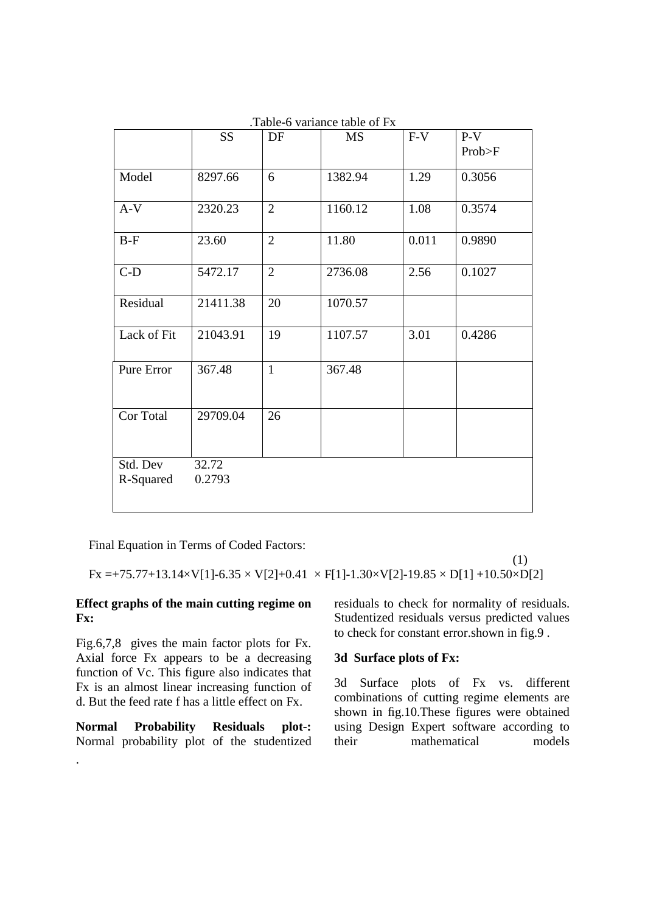.Table-6 variance table of Fx

| | SS | DF | MS | F-V | P-V Prob>F |
|---|---|---|---|---|---|
| Model | 8297.66 | 6 | 1382.94 | 1.29 | 0.3056 |
| A-V | 2320.23 | 2 | 1160.12 | 1.08 | 0.3574 |
| B-F | 23.60 | 2 | 11.80 | 0.011 | 0.9890 |
| C-D | 5472.17 | 2 | 2736.08 | 2.56 | 0.1027 |
| Residual | 21411.38 | 20 | 1070.57 | | |
| Lack of Fit | 21043.91 | 19 | 1107.57 | 3.01 | 0.4286 |
| Pure Error | 367.48 | 1 | 367.48 | | |
| Cor Total | 29709.04 | 26 | | | |
| Std. Dev | 32.72 | | | | |
| R-Squared | 0.2793 | | | | |

Final Equation in Terms of Coded Factors:

$$Fx = +75.77 + 13.14 \times V[1] - 6.35 \times V[2] + 0.41 \times F[1] - 1.30 \times V[2] - 19.85 \times D[1] + 10.50 \times D[2] \quad (1)$$

**Effect graphs of the main cutting regime on Fx:**

Fig.6,7,8 gives the main factor plots for Fx. Axial force Fx appears to be a decreasing function of Vc. This figure also indicates that Fx is an almost linear increasing function of d. But the feed rate f has a little effect on Fx.

**Normal Probability Residuals plot-:** Normal probability plot of the studentized residuals to check for normality of residuals. Studentized residuals versus predicted values to check for constant error.shown in fig.9 .

**3d Surface plots of Fx:**

3d Surface plots of Fx vs. different combinations of cutting regime elements are shown in fig.10.These figures were obtained using Design Expert software according to their mathematical models

.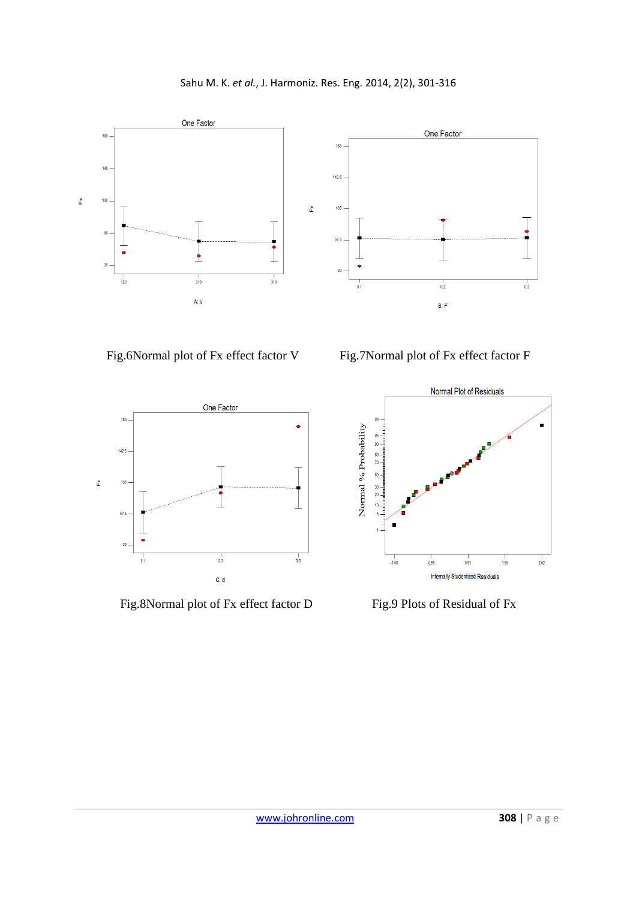Fig.6Normal plot of Fx effect factor V

Fig.7Normal plot of Fx effect factor F

Fig.8Normal plot of Fx effect factor D

Fig.9 Plots of Residual of Fx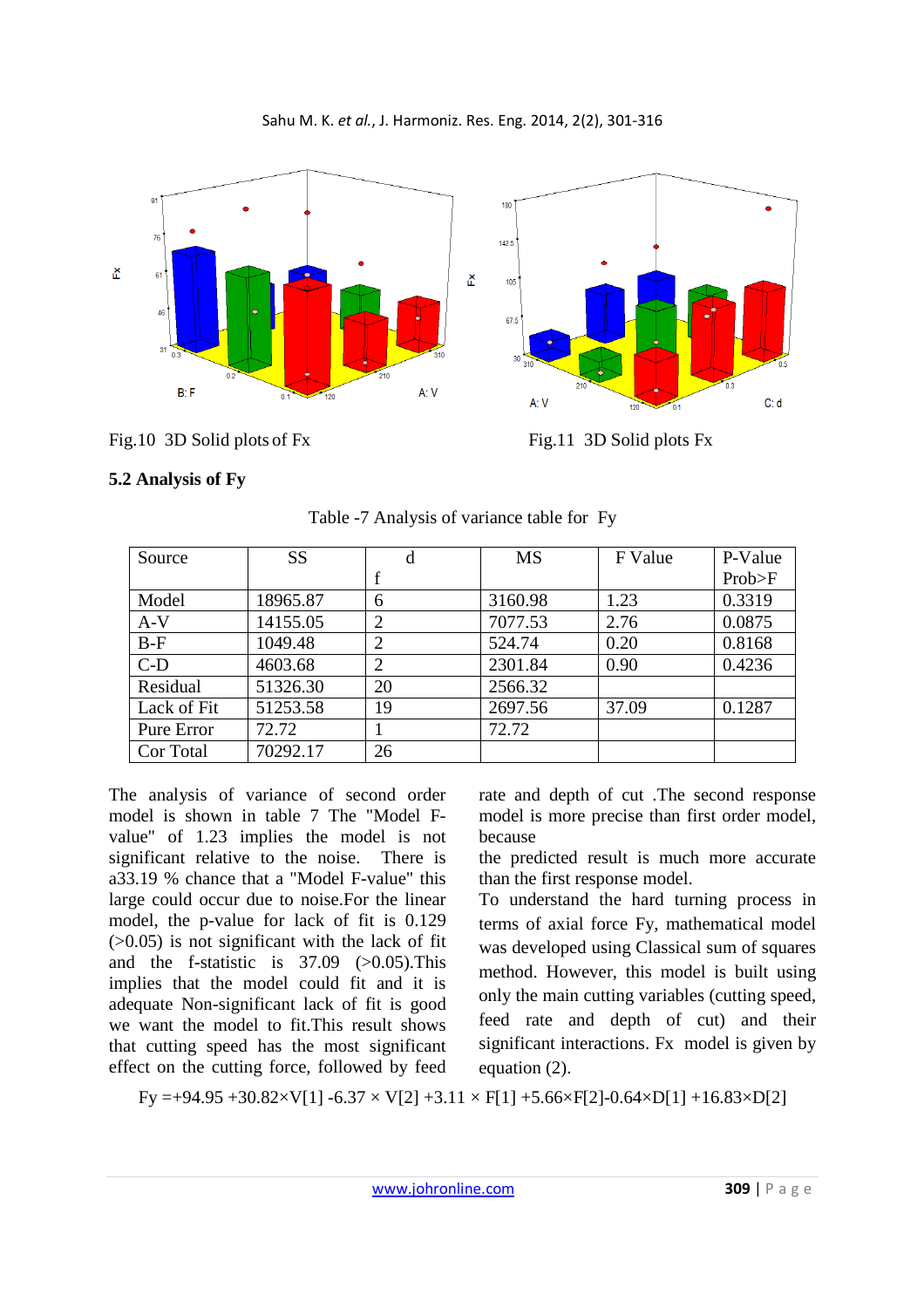Fig.10 3D Solid plots of Fx

Fig.11 3D Solid plots Fx

### 5.2 Analysis of Fy

Table -7 Analysis of variance table for Fy

| Source | SS | df | MS | F Value | P-Value Prob>F |
|---|---|---|---|---|---|
| Model | 18965.87 | 6 | 3160.98 | 1.23 | 0.3319 |
| A-V | 14155.05 | 2 | 7077.53 | 2.76 | 0.0875 |
| B-F | 1049.48 | 2 | 524.74 | 0.20 | 0.8168 |
| C-D | 4603.68 | 2 | 2301.84 | 0.90 | 0.4236 |
| Residual | 51326.30 | 20 | 2566.32 | | |
| Lack of Fit | 51253.58 | 19 | 2697.56 | 37.09 | 0.1287 |
| Pure Error | 72.72 | 1 | 72.72 | | |
| Cor Total | 70292.17 | 26 | | | |

The analysis of variance of second order model is shown in table 7 The "Model F-value" of 1.23 implies the model is not significant relative to the noise. There is a33.19 % chance that a "Model F-value" this large could occur due to noise.For the linear model, the p-value for lack of fit is 0.129 (>0.05) is not significant with the lack of fit and the f-statistic is 37.09 (>0.05).This implies that the model could fit and it is adequate Non-significant lack of fit is good we want the model to fit.This result shows that cutting speed has the most significant effect on the cutting force, followed by feed rate and depth of cut .The second response model is more precise than first order model, because

the predicted result is much more accurate than the first response model.

To understand the hard turning process in terms of axial force Fy, mathematical model was developed using Classical sum of squares method. However, this model is built using only the main cutting variables (cutting speed, feed rate and depth of cut) and their significant interactions. Fx model is given by equation (2).

$$Fy = +94.95 + 30.82 \times V[1] - 6.37 \times V[2] + 3.11 \times F[1] + 5.66 \times F[2] - 0.64 \times D[1] + 16.83 \times D[2]$$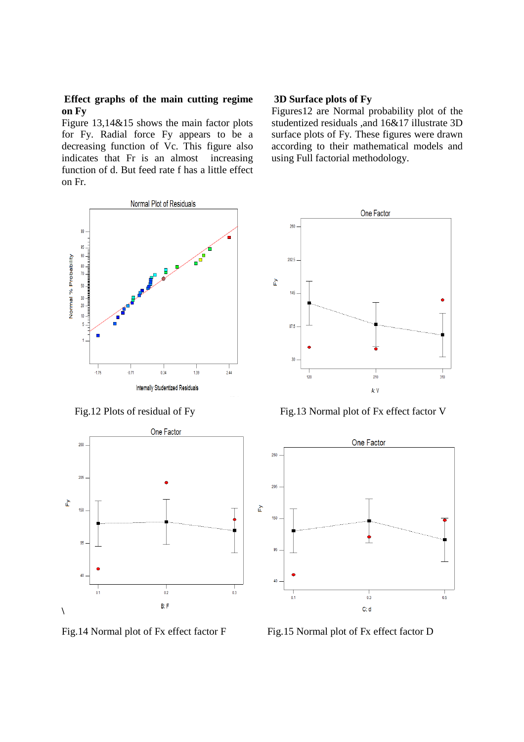## Effect graphs of the main cutting regime on Fy

Figure 13,14&15 shows the main factor plots for Fy. Radial force Fy appears to be a decreasing function of Vc. This figure also indicates that Fr is an almost increasing function of d. But feed rate f has a little effect on Fr.

## 3D Surface plots of Fy

Figures12 are Normal probability plot of the studentized residuals ,and 16&17 illustrate 3D surface plots of Fy. These figures were drawn according to their mathematical models and using Full factorial methodology.

Fig.12 Plots of residual of Fy

Fig.13 Normal plot of Fx effect factor V

Fig.14 Normal plot of Fx effect factor F

Fig.15 Normal plot of Fx effect factor D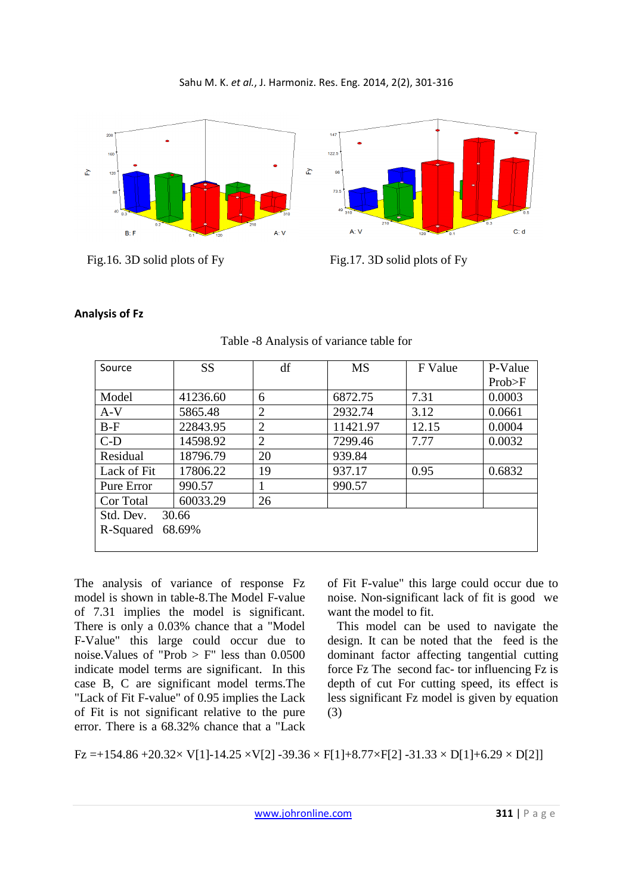Fig.16. 3D solid plots of Fy

Fig.17. 3D solid plots of Fy

### Analysis of Fz

Table -8 Analysis of variance table for

| Source | SS | df | MS | F Value | P-Value Prob>F |
|---|---|---|---|---|---|
| Model | 41236.60 | 6 | 6872.75 | 7.31 | 0.0003 |
| A-V | 5865.48 | 2 | 2932.74 | 3.12 | 0.0661 |
| B-F | 22843.95 | 2 | 11421.97 | 12.15 | 0.0004 |
| C-D | 14598.92 | 2 | 7299.46 | 7.77 | 0.0032 |
| Residual | 18796.79 | 20 | 939.84 | | |
| Lack of Fit | 17806.22 | 19 | 937.17 | 0.95 | 0.6832 |
| Pure Error | 990.57 | 1 | 990.57 | | |
| Cor Total | 60033.29 | 26 | | | |
| Std. Dev. 30.66<br>R-Squared 68.69% | | | | | |

The analysis of variance of response Fz model is shown in table-8.The Model F-value of 7.31 implies the model is significant. There is only a 0.03% chance that a "Model F-Value" this large could occur due to noise.Values of "Prob > F" less than 0.0500 indicate model terms are significant. In this case B, C are significant model terms.The "Lack of Fit F-value" of 0.95 implies the Lack of Fit is not significant relative to the pure error. There is a 68.32% chance that a "Lack of Fit F-value" this large could occur due to noise. Non-significant lack of fit is good we want the model to fit.

This model can be used to navigate the design. It can be noted that the feed is the dominant factor affecting tangential cutting force Fz The second fac- tor influencing Fz is depth of cut For cutting speed, its effect is less significant Fz model is given by equation (3)

$$Fz = +154.86 + 20.32 \times V[1] - 14.25 \times V[2] - 39.36 \times F[1] + 8.77 \times F[2] - 31.33 \times D[1] + 6.29 \times D[2]]$$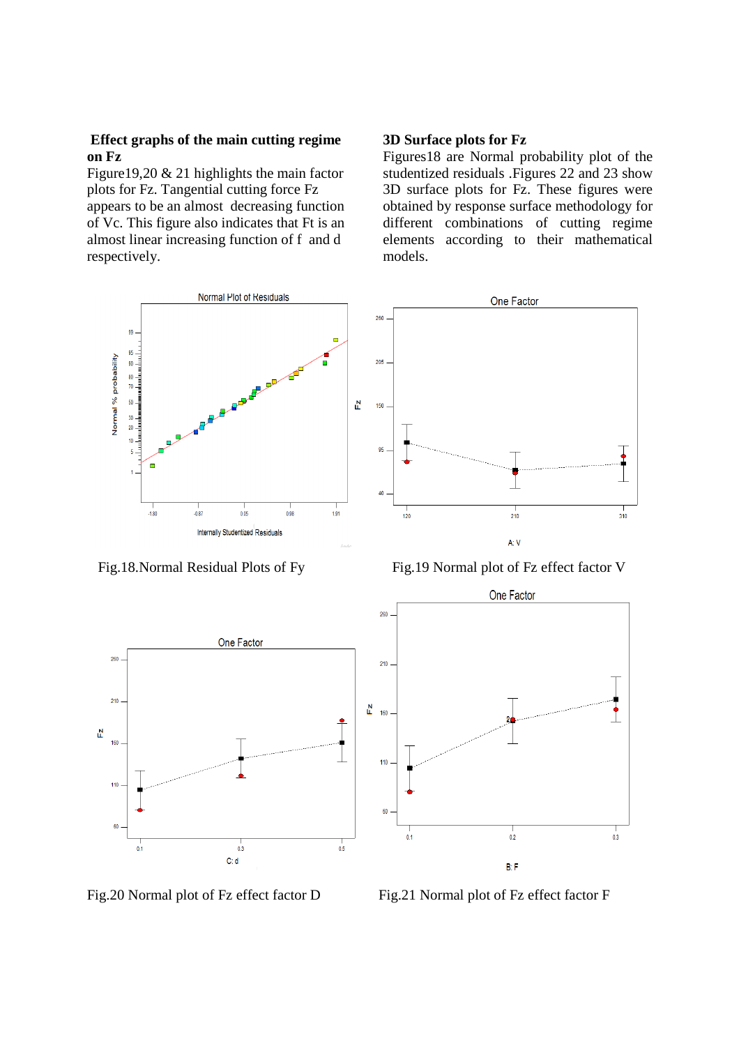**Effect graphs of the main cutting regime on Fz**

Figure19,20 & 21 highlights the main factor plots for Fz. Tangential cutting force Fz appears to be an almost decreasing function of Vc. This figure also indicates that Ft is an almost linear increasing function of f and d respectively.

**3D Surface plots for Fz**

Figures18 are Normal probability plot of the studentized residuals .Figures 22 and 23 show 3D surface plots for Fz. These figures were obtained by response surface methodology for different combinations of cutting regime elements according to their mathematical models.

Fig.18.Normal Residual Plots of Fy

Fig.19 Normal plot of Fz effect factor V

Fig.20 Normal plot of Fz effect factor D

Fig.21 Normal plot of Fz effect factor F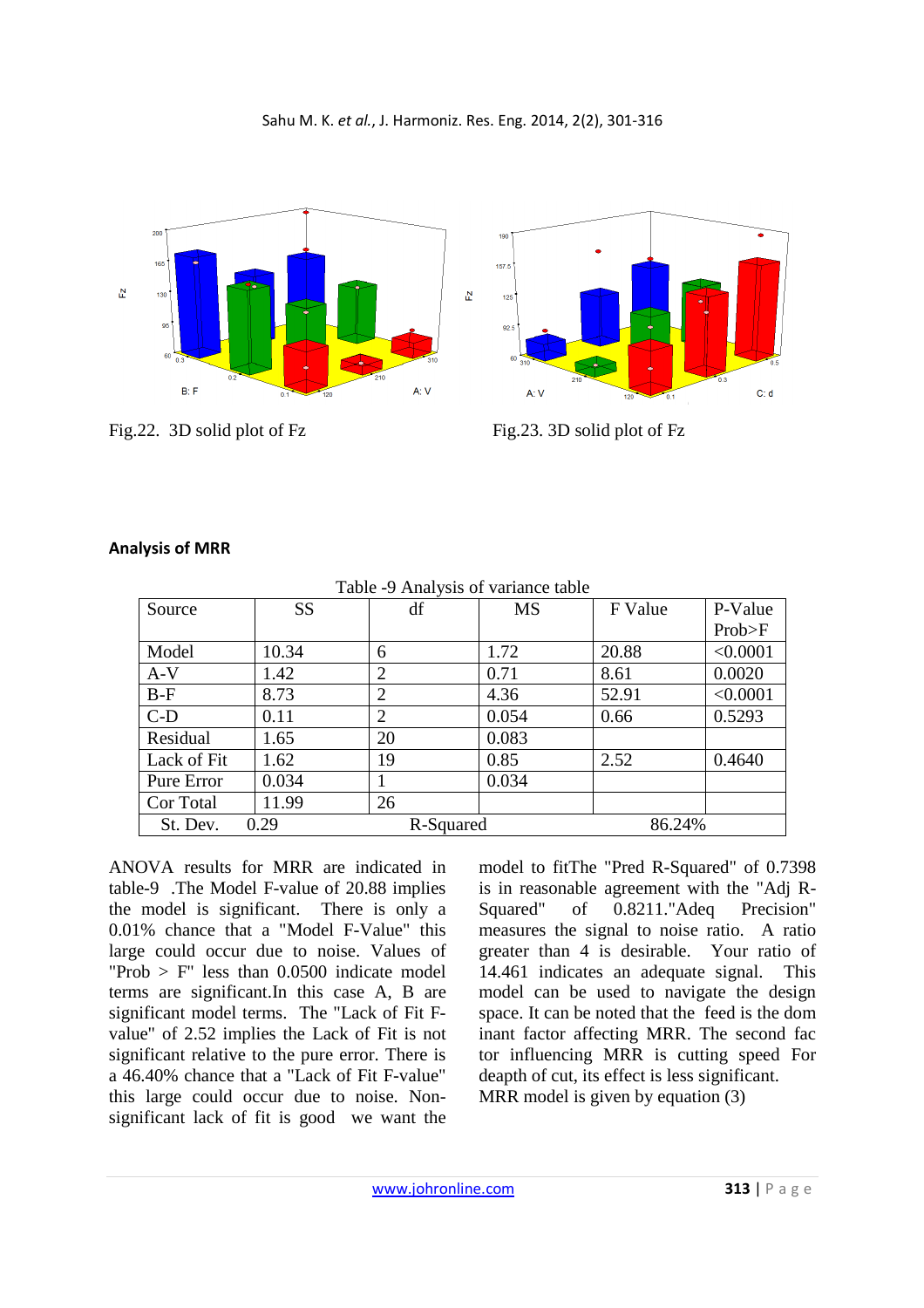Fig.22. 3D solid plot of Fz

Fig.23. 3D solid plot of Fz

**Analysis of MRR**

Table -9 Analysis of variance table

| Source | SS | df | MS | F Value | P-Value Prob>F |
|---|---|---|---|---|---|
| Model | 10.34 | 6 | 1.72 | 20.88 | <0.0001 |
| A-V | 1.42 | 2 | 0.71 | 8.61 | 0.0020 |
| B-F | 8.73 | 2 | 4.36 | 52.91 | <0.0001 |
| C-D | 0.11 | 2 | 0.054 | 0.66 | 0.5293 |
| Residual | 1.65 | 20 | 0.083 | | |
| Lack of Fit | 1.62 | 19 | 0.85 | 2.52 | 0.4640 |
| Pure Error | 0.034 | 1 | 0.034 | | |
| Cor Total | 11.99 | 26 | | | |
| St. Dev. 0.29 | | R-Squared | | 86.24% | |

ANOVA results for MRR are indicated in table-9 .The Model F-value of 20.88 implies the model is significant. There is only a 0.01% chance that a "Model F-Value" this large could occur due to noise. Values of "Prob > F" less than 0.0500 indicate model terms are significant.In this case A, B are significant model terms. The "Lack of Fit F-value" of 2.52 implies the Lack of Fit is not significant relative to the pure error. There is a 46.40% chance that a "Lack of Fit F-value" this large could occur due to noise. Non-significant lack of fit is good we want the model to fitThe "Pred R-Squared" of 0.7398 is in reasonable agreement with the "Adj R-Squared" of 0.8211."Adeq Precision" measures the signal to noise ratio. A ratio greater than 4 is desirable. Your ratio of 14.461 indicates an adequate signal. This model can be used to navigate the design space. It can be noted that the feed is the dom inant factor affecting MRR. The second fac tor influencing MRR is cutting speed For deapth of cut, its effect is less significant. MRR model is given by equation (3)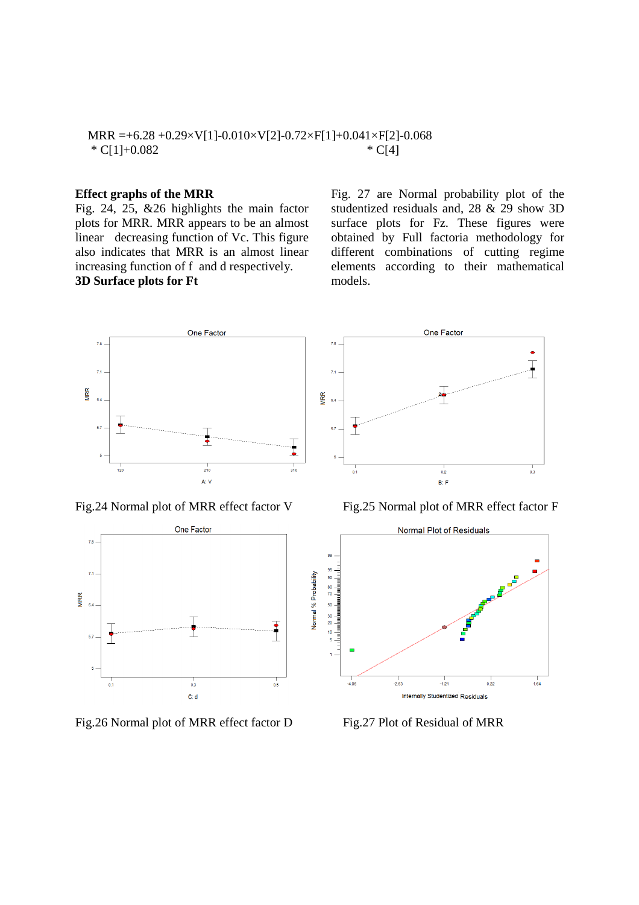$$MRR = +6.28 + 0.29\times V[1] - 0.010\times V[2] - 0.72\times F[1] + 0.041\times F[2] - 0.068 * C[1] + 0.082 * C[4]$$

**Effect graphs of the MRR**

Fig. 24, 25, &26 highlights the main factor plots for MRR. MRR appears to be an almost linear decreasing function of Vc. This figure also indicates that MRR is an almost linear increasing function of f and d respectively.

**3D Surface plots for Ft**

Fig. 27 are Normal probability plot of the studentized residuals and, 28 & 29 show 3D surface plots for Fz. These figures were obtained by Full factoria methodology for different combinations of cutting regime elements according to their mathematical models.

Fig.24 Normal plot of MRR effect factor V

Fig.25 Normal plot of MRR effect factor F

Fig.26 Normal plot of MRR effect factor D

Fig.27 Plot of Residual of MRR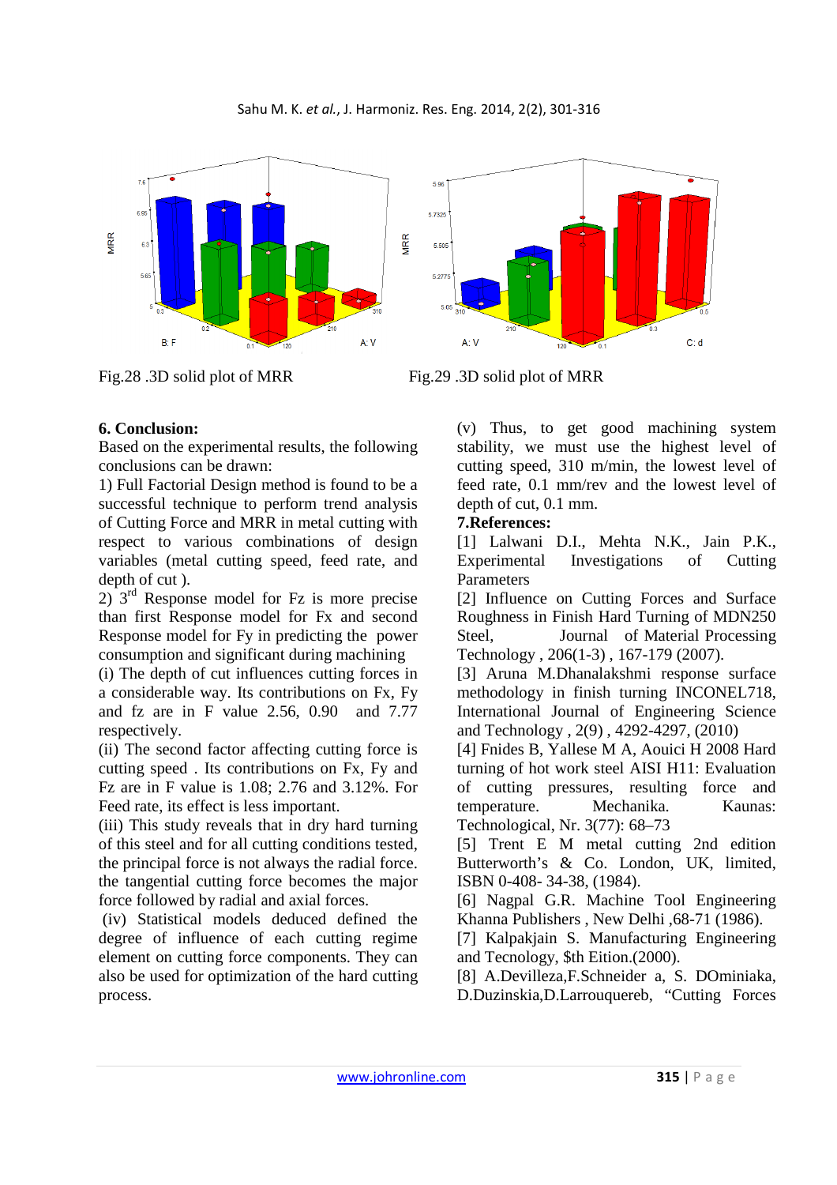Fig.28 .3D solid plot of MRR

Fig.29 .3D solid plot of MRR

**6. Conclusion:**

Based on the experimental results, the following conclusions can be drawn:

1) Full Factorial Design method is found to be a successful technique to perform trend analysis of Cutting Force and MRR in metal cutting with respect to various combinations of design variables (metal cutting speed, feed rate, and depth of cut ).

2) 3rd Response model for Fz is more precise than first Response model for Fx and second Response model for Fy in predicting the power consumption and significant during machining

(i) The depth of cut influences cutting forces in a considerable way. Its contributions on Fx, Fy and fz are in F value 2.56, 0.90 and 7.77 respectively.

(ii) The second factor affecting cutting force is cutting speed . Its contributions on Fx, Fy and Fz are in F value is 1.08; 2.76 and 3.12%. For Feed rate, its effect is less important.

(iii) This study reveals that in dry hard turning of this steel and for all cutting conditions tested, the principal force is not always the radial force. the tangential cutting force becomes the major force followed by radial and axial forces.

(iv) Statistical models deduced defined the degree of influence of each cutting regime element on cutting force components. They can also be used for optimization of the hard cutting process.

(v) Thus, to get good machining system stability, we must use the highest level of cutting speed, 310 m/min, the lowest level of feed rate, 0.1 mm/rev and the lowest level of depth of cut, 0.1 mm.

**7.References:**

[1] Lalwani D.I., Mehta N.K., Jain P.K., Experimental Investigations of Cutting Parameters

[2] Influence on Cutting Forces and Surface Roughness in Finish Hard Turning of MDN250 Steel, Journal of Material Processing Technology , 206(1-3) , 167-179 (2007).

[3] Aruna M.Dhanalakshmi response surface methodology in finish turning INCONEL718, International Journal of Engineering Science and Technology , 2(9) , 4292-4297, (2010)

[4] Fnides B, Yallese M A, Aouici H 2008 Hard turning of hot work steel AISI H11: Evaluation of cutting pressures, resulting force and temperature. Mechanika. Kaunas: Technological, Nr. 3(77): 68–73

[5] Trent E M metal cutting 2nd edition Butterworth's & Co. London, UK, limited, ISBN 0-408- 34-38, (1984).

[6] Nagpal G.R. Machine Tool Engineering Khanna Publishers , New Delhi ,68-71 (1986).

[7] Kalpakjain S. Manufacturing Engineering and Tecnology, $th Eition.(2000).

[8] A.Devilleza,F.Schneider a, S. DOminiaka, D.Duzinskia,D.Larrouquereb, "Cutting Forces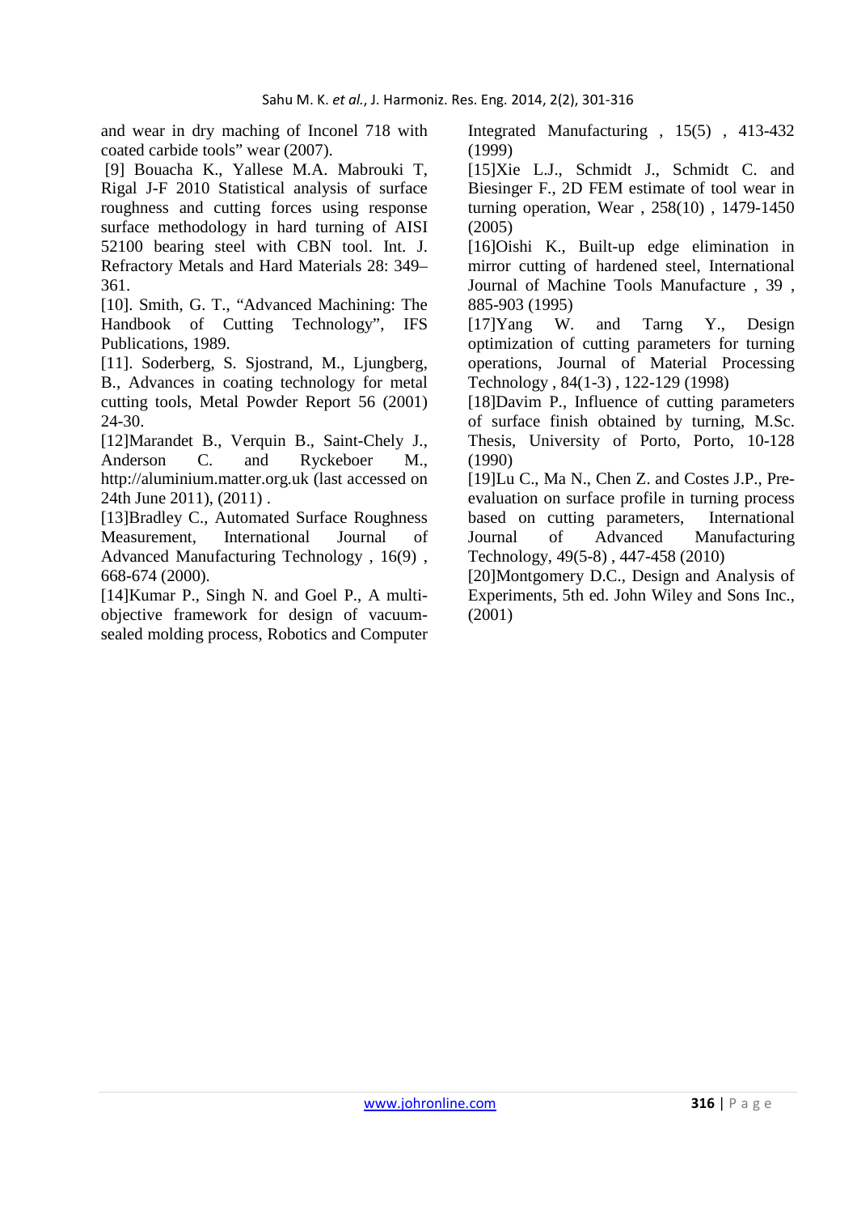and wear in dry maching of Inconel 718 with coated carbide tools" wear (2007).

[9] Bouacha K., Yallese M.A. Mabrouki T, Rigal J-F 2010 Statistical analysis of surface roughness and cutting forces using response surface methodology in hard turning of AISI 52100 bearing steel with CBN tool. Int. J. Refractory Metals and Hard Materials 28: 349–361.

[10]. Smith, G. T., "Advanced Machining: The Handbook of Cutting Technology", IFS Publications, 1989.

[11]. Soderberg, S. Sjostrand, M., Ljungberg, B., Advances in coating technology for metal cutting tools, Metal Powder Report 56 (2001) 24-30.

[12]Marandet B., Verquin B., Saint-Chely J., Anderson C. and Ryckeboer M., http://aluminium.matter.org.uk (last accessed on 24th June 2011), (2011) .

[13]Bradley C., Automated Surface Roughness Measurement, International Journal of Advanced Manufacturing Technology , 16(9) , 668-674 (2000).

[14]Kumar P., Singh N. and Goel P., A multi-objective framework for design of vacuum-sealed molding process, Robotics and Computer Integrated Manufacturing , 15(5) , 413-432 (1999)

[15]Xie L.J., Schmidt J., Schmidt C. and Biesinger F., 2D FEM estimate of tool wear in turning operation, Wear , 258(10) , 1479-1450 (2005)

[16]Oishi K., Built-up edge elimination in mirror cutting of hardened steel, International Journal of Machine Tools Manufacture , 39 , 885-903 (1995)

[17]Yang W. and Tarng Y., Design optimization of cutting parameters for turning operations, Journal of Material Processing Technology , 84(1-3) , 122-129 (1998)

[18]Davim P., Influence of cutting parameters of surface finish obtained by turning, M.Sc. Thesis, University of Porto, Porto, 10-128 (1990)

[19]Lu C., Ma N., Chen Z. and Costes J.P., Pre-evaluation on surface profile in turning process based on cutting parameters, International Journal of Advanced Manufacturing Technology, 49(5-8) , 447-458 (2010)

[20]Montgomery D.C., Design and Analysis of Experiments, 5th ed. John Wiley and Sons Inc., (2001)